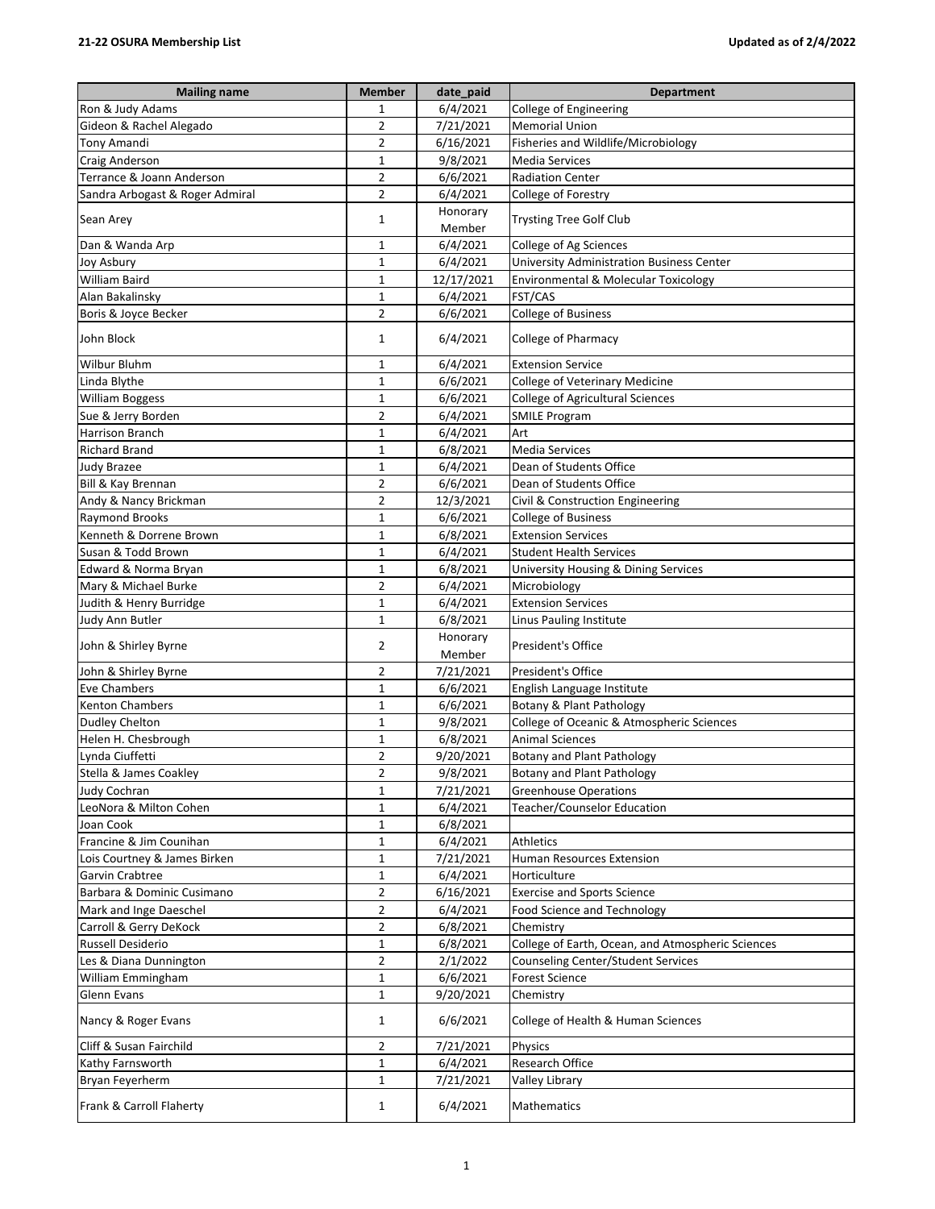**21-22 OSURA Membership List** **Updated as of 2/4/2022**

| Mailing name | Member | date_paid | Department |
|---|---|---|---|
| Ron & Judy Adams | 1 | 6/4/2021 | College of Engineering |
| Gideon & Rachel Alegado | 2 | 7/21/2021 | Memorial Union |
| Tony Amandi | 2 | 6/16/2021 | Fisheries and Wildlife/Microbiology |
| Craig Anderson | 1 | 9/8/2021 | Media Services |
| Terrance & Joann Anderson | 2 | 6/6/2021 | Radiation Center |
| Sandra Arbogast & Roger Admiral | 2 | 6/4/2021 | College of Forestry |
| Sean Arey | 1 | Honorary Member | Trysting Tree Golf Club |
| Dan & Wanda Arp | 1 | 6/4/2021 | College of Ag Sciences |
| Joy Asbury | 1 | 6/4/2021 | University Administration Business Center |
| William Baird | 1 | 12/17/2021 | Environmental & Molecular Toxicology |
| Alan Bakalinsky | 1 | 6/4/2021 | FST/CAS |
| Boris & Joyce Becker | 2 | 6/6/2021 | College of Business |
| John Block | 1 | 6/4/2021 | College of Pharmacy |
| Wilbur Bluhm | 1 | 6/4/2021 | Extension Service |
| Linda Blythe | 1 | 6/6/2021 | College of Veterinary Medicine |
| William Boggess | 1 | 6/6/2021 | College of Agricultural Sciences |
| Sue & Jerry Borden | 2 | 6/4/2021 | SMILE Program |
| Harrison Branch | 1 | 6/4/2021 | Art |
| Richard Brand | 1 | 6/8/2021 | Media Services |
| Judy Brazee | 1 | 6/4/2021 | Dean of Students Office |
| Bill & Kay Brennan | 2 | 6/6/2021 | Dean of Students Office |
| Andy & Nancy Brickman | 2 | 12/3/2021 | Civil & Construction Engineering |
| Raymond Brooks | 1 | 6/6/2021 | College of Business |
| Kenneth & Dorrene Brown | 1 | 6/8/2021 | Extension Services |
| Susan & Todd Brown | 1 | 6/4/2021 | Student Health Services |
| Edward & Norma Bryan | 1 | 6/8/2021 | University Housing & Dining Services |
| Mary & Michael Burke | 2 | 6/4/2021 | Microbiology |
| Judith & Henry Burridge | 1 | 6/4/2021 | Extension Services |
| Judy Ann Butler | 1 | 6/8/2021 | Linus Pauling Institute |
| John & Shirley Byrne | 2 | Honorary Member | President's Office |
| John & Shirley Byrne | 2 | 7/21/2021 | President's Office |
| Eve Chambers | 1 | 6/6/2021 | English Language Institute |
| Kenton Chambers | 1 | 6/6/2021 | Botany & Plant Pathology |
| Dudley Chelton | 1 | 9/8/2021 | College of Oceanic & Atmospheric Sciences |
| Helen H. Chesbrough | 1 | 6/8/2021 | Animal Sciences |
| Lynda Ciuffetti | 2 | 9/20/2021 | Botany and Plant Pathology |
| Stella & James Coakley | 2 | 9/8/2021 | Botany and Plant Pathology |
| Judy Cochran | 1 | 7/21/2021 | Greenhouse Operations |
| LeoNora & Milton Cohen | 1 | 6/4/2021 | Teacher/Counselor Education |
| Joan Cook | 1 | 6/8/2021 | |
| Francine & Jim Counihan | 1 | 6/4/2021 | Athletics |
| Lois Courtney & James Birken | 1 | 7/21/2021 | Human Resources Extension |
| Garvin Crabtree | 1 | 6/4/2021 | Horticulture |
| Barbara & Dominic Cusimano | 2 | 6/16/2021 | Exercise and Sports Science |
| Mark and Inge Daeschel | 2 | 6/4/2021 | Food Science and Technology |
| Carroll & Gerry DeKock | 2 | 6/8/2021 | Chemistry |
| Russell Desiderio | 1 | 6/8/2021 | College of Earth, Ocean, and Atmospheric Sciences |
| Les & Diana Dunnington | 2 | 2/1/2022 | Counseling Center/Student Services |
| William Emmingham | 1 | 6/6/2021 | Forest Science |
| Glenn Evans | 1 | 9/20/2021 | Chemistry |
| Nancy & Roger Evans | 1 | 6/6/2021 | College of Health & Human Sciences |
| Cliff & Susan Fairchild | 2 | 7/21/2021 | Physics |
| Kathy Farnsworth | 1 | 6/4/2021 | Research Office |
| Bryan Feyerherm | 1 | 7/21/2021 | Valley Library |
| Frank & Carroll Flaherty | 1 | 6/4/2021 | Mathematics |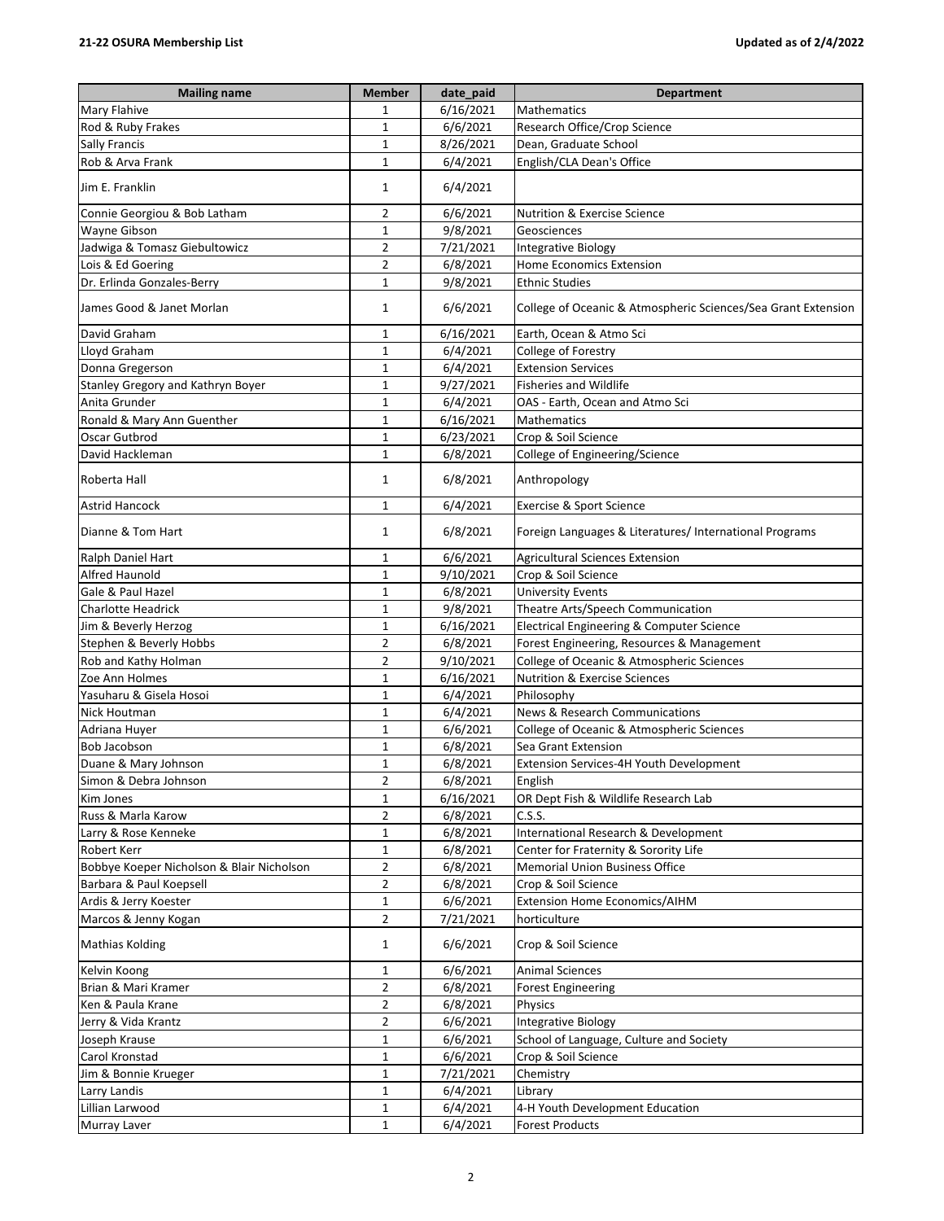| Mailing name | Member | date_paid | Department |
|---|---|---|---|
| Mary Flahive | 1 | 6/16/2021 | Mathematics |
| Rod & Ruby Frakes | 1 | 6/6/2021 | Research Office/Crop Science |
| Sally Francis | 1 | 8/26/2021 | Dean, Graduate School |
| Rob & Arva Frank | 1 | 6/4/2021 | English/CLA Dean's Office |
| Jim E. Franklin | 1 | 6/4/2021 | |
| Connie Georgiou & Bob Latham | 2 | 6/6/2021 | Nutrition & Exercise Science |
| Wayne Gibson | 1 | 9/8/2021 | Geosciences |
| Jadwiga & Tomasz Giebultowicz | 2 | 7/21/2021 | Integrative Biology |
| Lois & Ed Goering | 2 | 6/8/2021 | Home Economics Extension |
| Dr. Erlinda Gonzales-Berry | 1 | 9/8/2021 | Ethnic Studies |
| James Good & Janet Morlan | 1 | 6/6/2021 | College of Oceanic & Atmospheric Sciences/Sea Grant Extension |
| David Graham | 1 | 6/16/2021 | Earth, Ocean & Atmo Sci |
| Lloyd Graham | 1 | 6/4/2021 | College of Forestry |
| Donna Gregerson | 1 | 6/4/2021 | Extension Services |
| Stanley Gregory and Kathryn Boyer | 1 | 9/27/2021 | Fisheries and Wildlife |
| Anita Grunder | 1 | 6/4/2021 | OAS - Earth, Ocean and Atmo Sci |
| Ronald & Mary Ann Guenther | 1 | 6/16/2021 | Mathematics |
| Oscar Gutbrod | 1 | 6/23/2021 | Crop & Soil Science |
| David Hackleman | 1 | 6/8/2021 | College of Engineering/Science |
| Roberta Hall | 1 | 6/8/2021 | Anthropology |
| Astrid Hancock | 1 | 6/4/2021 | Exercise & Sport Science |
| Dianne & Tom Hart | 1 | 6/8/2021 | Foreign Languages & Literatures/ International Programs |
| Ralph Daniel Hart | 1 | 6/6/2021 | Agricultural Sciences Extension |
| Alfred Haunold | 1 | 9/10/2021 | Crop & Soil Science |
| Gale & Paul Hazel | 1 | 6/8/2021 | University Events |
| Charlotte Headrick | 1 | 9/8/2021 | Theatre Arts/Speech Communication |
| Jim & Beverly Herzog | 1 | 6/16/2021 | Electrical Engineering & Computer Science |
| Stephen & Beverly Hobbs | 2 | 6/8/2021 | Forest Engineering, Resources & Management |
| Rob and Kathy Holman | 2 | 9/10/2021 | College of Oceanic & Atmospheric Sciences |
| Zoe Ann Holmes | 1 | 6/16/2021 | Nutrition & Exercise Sciences |
| Yasuharu & Gisela Hosoi | 1 | 6/4/2021 | Philosophy |
| Nick Houtman | 1 | 6/4/2021 | News & Research Communications |
| Adriana Huyer | 1 | 6/6/2021 | College of Oceanic & Atmospheric Sciences |
| Bob Jacobson | 1 | 6/8/2021 | Sea Grant Extension |
| Duane & Mary Johnson | 1 | 6/8/2021 | Extension Services-4H Youth Development |
| Simon & Debra Johnson | 2 | 6/8/2021 | English |
| Kim Jones | 1 | 6/16/2021 | OR Dept Fish & Wildlife Research Lab |
| Russ & Marla Karow | 2 | 6/8/2021 | C.S.S. |
| Larry & Rose Kenneke | 1 | 6/8/2021 | International Research & Development |
| Robert Kerr | 1 | 6/8/2021 | Center for Fraternity & Sorority Life |
| Bobbye Koeper Nicholson & Blair Nicholson | 2 | 6/8/2021 | Memorial Union Business Office |
| Barbara & Paul Koepsell | 2 | 6/8/2021 | Crop & Soil Science |
| Ardis & Jerry Koester | 1 | 6/6/2021 | Extension Home Economics/AIHM |
| Marcos & Jenny Kogan | 2 | 7/21/2021 | horticulture |
| Mathias Kolding | 1 | 6/6/2021 | Crop & Soil Science |
| Kelvin Koong | 1 | 6/6/2021 | Animal Sciences |
| Brian & Mari Kramer | 2 | 6/8/2021 | Forest Engineering |
| Ken & Paula Krane | 2 | 6/8/2021 | Physics |
| Jerry & Vida Krantz | 2 | 6/6/2021 | Integrative Biology |
| Joseph Krause | 1 | 6/6/2021 | School of Language, Culture and Society |
| Carol Kronstad | 1 | 6/6/2021 | Crop & Soil Science |
| Jim & Bonnie Krueger | 1 | 7/21/2021 | Chemistry |
| Larry Landis | 1 | 6/4/2021 | Library |
| Lillian Larwood | 1 | 6/4/2021 | 4-H Youth Development Education |
| Murray Laver | 1 | 6/4/2021 | Forest Products |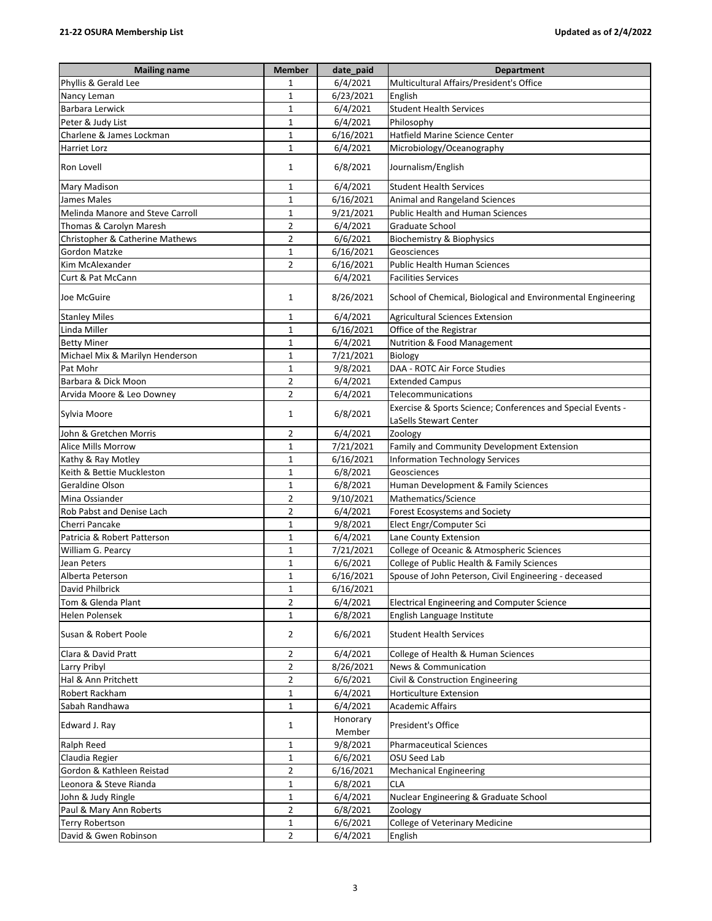| Mailing name | Member | date_paid | Department |
|---|---|---|---|
| Phyllis & Gerald Lee | 1 | 6/4/2021 | Multicultural Affairs/President's Office |
| Nancy Leman | 1 | 6/23/2021 | English |
| Barbara Lerwick | 1 | 6/4/2021 | Student Health Services |
| Peter & Judy List | 1 | 6/4/2021 | Philosophy |
| Charlene & James Lockman | 1 | 6/16/2021 | Hatfield Marine Science Center |
| Harriet Lorz | 1 | 6/4/2021 | Microbiology/Oceanography |
| Ron Lovell | 1 | 6/8/2021 | Journalism/English |
| Mary Madison | 1 | 6/4/2021 | Student Health Services |
| James Males | 1 | 6/16/2021 | Animal and Rangeland Sciences |
| Melinda Manore and Steve Carroll | 1 | 9/21/2021 | Public Health and Human Sciences |
| Thomas & Carolyn Maresh | 2 | 6/4/2021 | Graduate School |
| Christopher & Catherine Mathews | 2 | 6/6/2021 | Biochemistry & Biophysics |
| Gordon Matzke | 1 | 6/16/2021 | Geosciences |
| Kim McAlexander | 2 | 6/16/2021 | Public Health Human Sciences |
| Curt & Pat McCann | | 6/4/2021 | Facilities Services |
| Joe McGuire | 1 | 8/26/2021 | School of Chemical, Biological and Environmental Engineering |
| Stanley Miles | 1 | 6/4/2021 | Agricultural Sciences Extension |
| Linda Miller | 1 | 6/16/2021 | Office of the Registrar |
| Betty Miner | 1 | 6/4/2021 | Nutrition & Food Management |
| Michael Mix & Marilyn Henderson | 1 | 7/21/2021 | Biology |
| Pat Mohr | 1 | 9/8/2021 | DAA - ROTC Air Force Studies |
| Barbara & Dick Moon | 2 | 6/4/2021 | Extended Campus |
| Arvida Moore & Leo Downey | 2 | 6/4/2021 | Telecommunications |
| Sylvia Moore | 1 | 6/8/2021 | Exercise & Sports Science; Conferences and Special Events - LaSells Stewart Center |
| John & Gretchen Morris | 2 | 6/4/2021 | Zoology |
| Alice Mills Morrow | 1 | 7/21/2021 | Family and Community Development Extension |
| Kathy & Ray Motley | 1 | 6/16/2021 | Information Technology Services |
| Keith & Bettie Muckleston | 1 | 6/8/2021 | Geosciences |
| Geraldine Olson | 1 | 6/8/2021 | Human Development & Family Sciences |
| Mina Ossiander | 2 | 9/10/2021 | Mathematics/Science |
| Rob Pabst and Denise Lach | 2 | 6/4/2021 | Forest Ecosystems and Society |
| Cherri Pancake | 1 | 9/8/2021 | Elect Engr/Computer Sci |
| Patricia & Robert Patterson | 1 | 6/4/2021 | Lane County Extension |
| William G. Pearcy | 1 | 7/21/2021 | College of Oceanic & Atmospheric Sciences |
| Jean Peters | 1 | 6/6/2021 | College of Public Health & Family Sciences |
| Alberta Peterson | 1 | 6/16/2021 | Spouse of John Peterson, Civil Engineering - deceased |
| David Philbrick | 1 | 6/16/2021 | |
| Tom & Glenda Plant | 2 | 6/4/2021 | Electrical Engineering and Computer Science |
| Helen Polensek | 1 | 6/8/2021 | English Language Institute |
| Susan & Robert Poole | 2 | 6/6/2021 | Student Health Services |
| Clara & David Pratt | 2 | 6/4/2021 | College of Health & Human Sciences |
| Larry Pribyl | 2 | 8/26/2021 | News & Communication |
| Hal & Ann Pritchett | 2 | 6/6/2021 | Civil & Construction Engineering |
| Robert Rackham | 1 | 6/4/2021 | Horticulture Extension |
| Sabah Randhawa | 1 | 6/4/2021 | Academic Affairs |
| Edward J. Ray | 1 | Honorary Member | President's Office |
| Ralph Reed | 1 | 9/8/2021 | Pharmaceutical Sciences |
| Claudia Regier | 1 | 6/6/2021 | OSU Seed Lab |
| Gordon & Kathleen Reistad | 2 | 6/16/2021 | Mechanical Engineering |
| Leonora & Steve Rianda | 1 | 6/8/2021 | CLA |
| John & Judy Ringle | 1 | 6/4/2021 | Nuclear Engineering & Graduate School |
| Paul & Mary Ann Roberts | 2 | 6/8/2021 | Zoology |
| Terry Robertson | 1 | 6/6/2021 | College of Veterinary Medicine |
| David & Gwen Robinson | 2 | 6/4/2021 | English |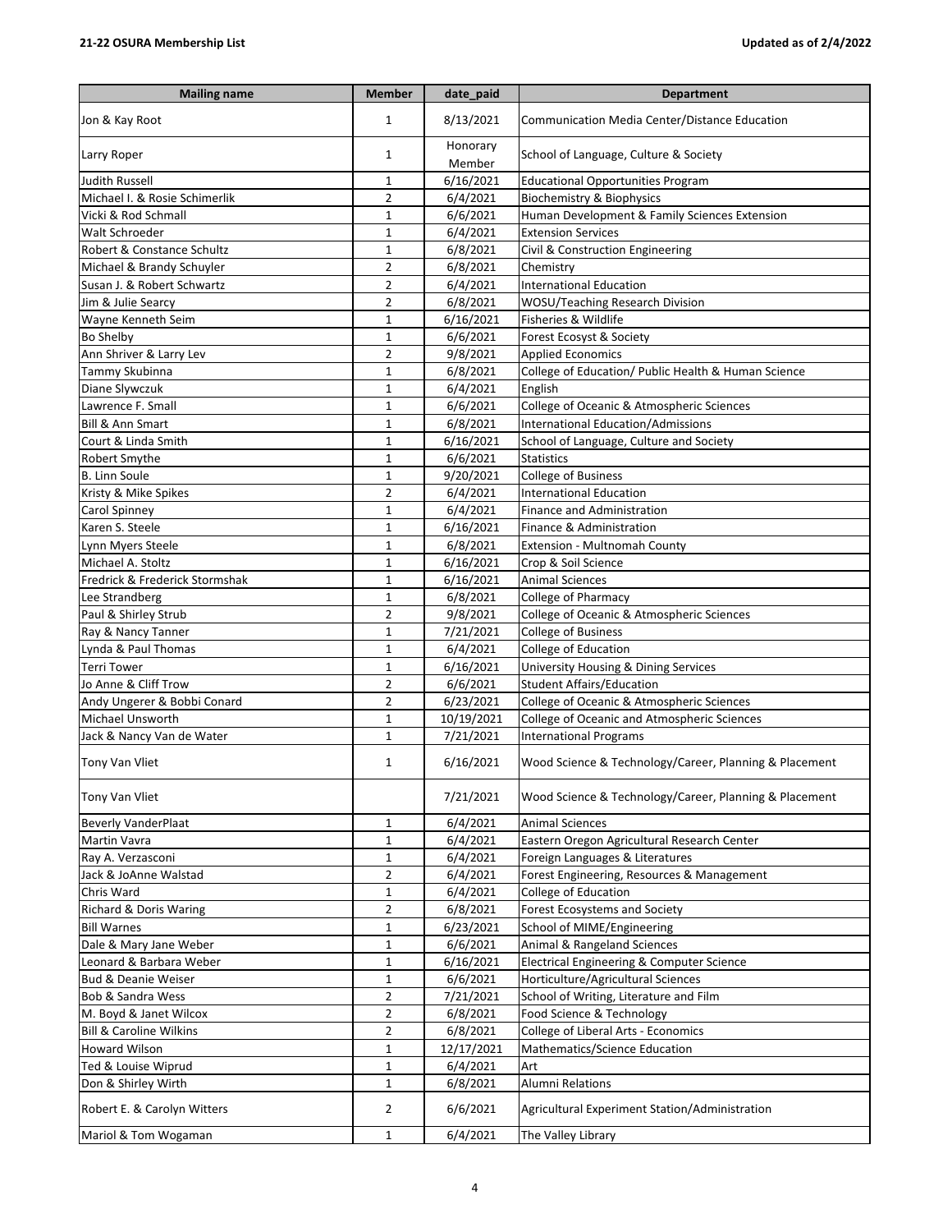| Mailing name | Member | date_paid | Department |
|---|---|---|---|
| Jon & Kay Root | 1 | 8/13/2021 | Communication Media Center/Distance Education |
| Larry Roper | 1 | Honorary Member | School of Language, Culture & Society |
| Judith Russell | 1 | 6/16/2021 | Educational Opportunities Program |
| Michael I. & Rosie Schimerlik | 2 | 6/4/2021 | Biochemistry & Biophysics |
| Vicki & Rod Schmall | 1 | 6/6/2021 | Human Development & Family Sciences Extension |
| Walt Schroeder | 1 | 6/4/2021 | Extension Services |
| Robert & Constance Schultz | 1 | 6/8/2021 | Civil & Construction Engineering |
| Michael & Brandy Schuyler | 2 | 6/8/2021 | Chemistry |
| Susan J. & Robert Schwartz | 2 | 6/4/2021 | International Education |
| Jim & Julie Searcy | 2 | 6/8/2021 | WOSU/Teaching Research Division |
| Wayne Kenneth Seim | 1 | 6/16/2021 | Fisheries & Wildlife |
| Bo Shelby | 1 | 6/6/2021 | Forest Ecosyst & Society |
| Ann Shriver & Larry Lev | 2 | 9/8/2021 | Applied Economics |
| Tammy Skubinna | 1 | 6/8/2021 | College of Education/ Public Health & Human Science |
| Diane Slywczuk | 1 | 6/4/2021 | English |
| Lawrence F. Small | 1 | 6/6/2021 | College of Oceanic & Atmospheric Sciences |
| Bill & Ann Smart | 1 | 6/8/2021 | International Education/Admissions |
| Court & Linda Smith | 1 | 6/16/2021 | School of Language, Culture and Society |
| Robert Smythe | 1 | 6/6/2021 | Statistics |
| B. Linn Soule | 1 | 9/20/2021 | College of Business |
| Kristy & Mike Spikes | 2 | 6/4/2021 | International Education |
| Carol Spinney | 1 | 6/4/2021 | Finance and Administration |
| Karen S. Steele | 1 | 6/16/2021 | Finance & Administration |
| Lynn Myers Steele | 1 | 6/8/2021 | Extension - Multnomah County |
| Michael A. Stoltz | 1 | 6/16/2021 | Crop & Soil Science |
| Fredrick & Frederick Stormshak | 1 | 6/16/2021 | Animal Sciences |
| Lee Strandberg | 1 | 6/8/2021 | College of Pharmacy |
| Paul & Shirley Strub | 2 | 9/8/2021 | College of Oceanic & Atmospheric Sciences |
| Ray & Nancy Tanner | 1 | 7/21/2021 | College of Business |
| Lynda & Paul Thomas | 1 | 6/4/2021 | College of Education |
| Terri Tower | 1 | 6/16/2021 | University Housing & Dining Services |
| Jo Anne & Cliff Trow | 2 | 6/6/2021 | Student Affairs/Education |
| Andy Ungerer & Bobbi Conard | 2 | 6/23/2021 | College of Oceanic & Atmospheric Sciences |
| Michael Unsworth | 1 | 10/19/2021 | College of Oceanic and Atmospheric Sciences |
| Jack & Nancy Van de Water | 1 | 7/21/2021 | International Programs |
| Tony Van Vliet | 1 | 6/16/2021 | Wood Science & Technology/Career, Planning & Placement |
| Tony Van Vliet | | 7/21/2021 | Wood Science & Technology/Career, Planning & Placement |
| Beverly VanderPlaat | 1 | 6/4/2021 | Animal Sciences |
| Martin Vavra | 1 | 6/4/2021 | Eastern Oregon Agricultural Research Center |
| Ray A. Verzasconi | 1 | 6/4/2021 | Foreign Languages & Literatures |
| Jack & JoAnne Walstad | 2 | 6/4/2021 | Forest Engineering, Resources & Management |
| Chris Ward | 1 | 6/4/2021 | College of Education |
| Richard & Doris Waring | 2 | 6/8/2021 | Forest Ecosystems and Society |
| Bill Warnes | 1 | 6/23/2021 | School of MIME/Engineering |
| Dale & Mary Jane Weber | 1 | 6/6/2021 | Animal & Rangeland Sciences |
| Leonard & Barbara Weber | 1 | 6/16/2021 | Electrical Engineering & Computer Science |
| Bud & Deanie Weiser | 1 | 6/6/2021 | Horticulture/Agricultural Sciences |
| Bob & Sandra Wess | 2 | 7/21/2021 | School of Writing, Literature and Film |
| M. Boyd & Janet Wilcox | 2 | 6/8/2021 | Food Science & Technology |
| Bill & Caroline Wilkins | 2 | 6/8/2021 | College of Liberal Arts - Economics |
| Howard Wilson | 1 | 12/17/2021 | Mathematics/Science Education |
| Ted & Louise Wiprud | 1 | 6/4/2021 | Art |
| Don & Shirley Wirth | 1 | 6/8/2021 | Alumni Relations |
| Robert E. & Carolyn Witters | 2 | 6/6/2021 | Agricultural Experiment Station/Administration |
| Mariol & Tom Wogaman | 1 | 6/4/2021 | The Valley Library |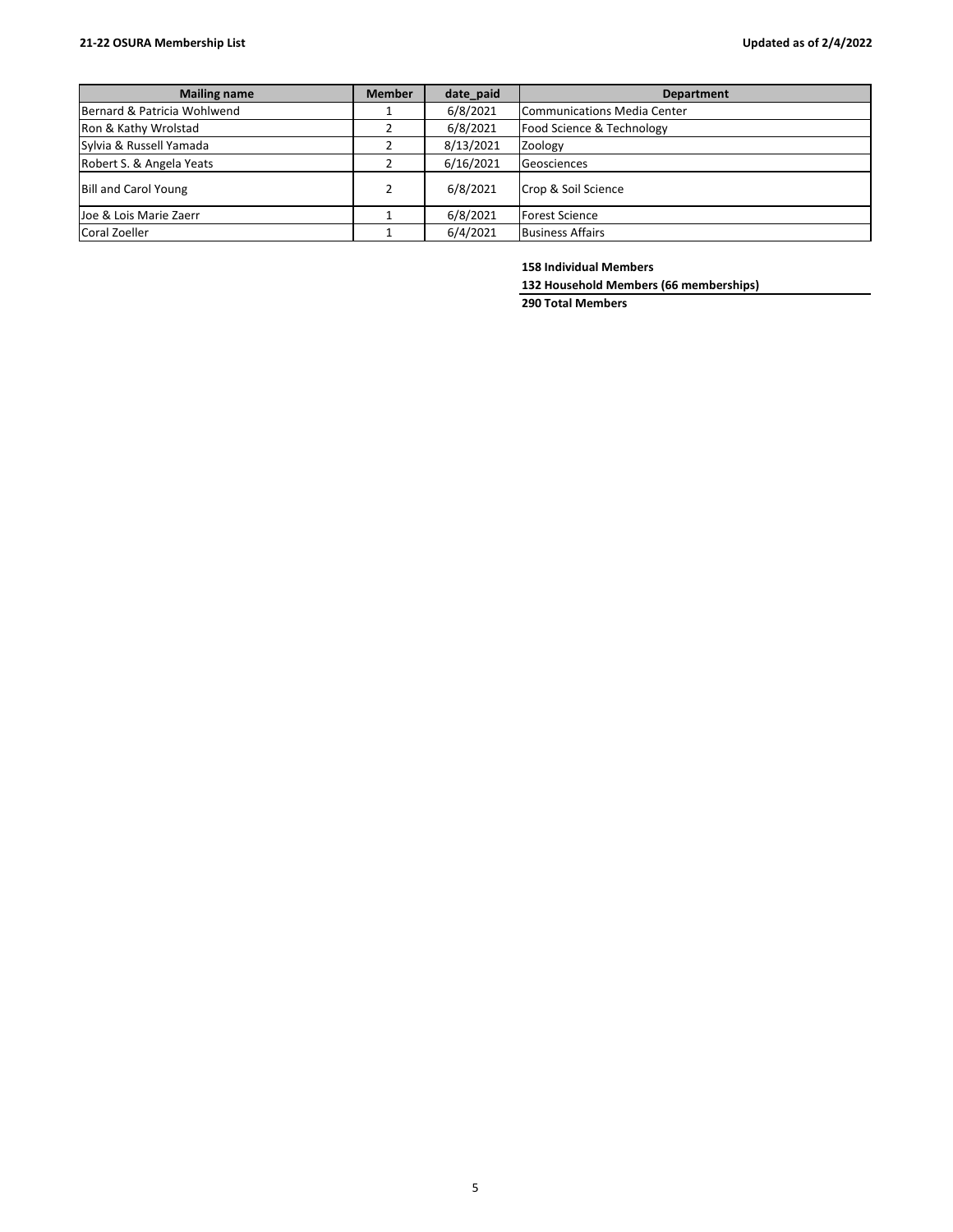| Mailing name | Member | date_paid | Department |
|---|---|---|---|
| Bernard & Patricia Wohlwend | 1 | 6/8/2021 | Communications Media Center |
| Ron & Kathy Wrolstad | 2 | 6/8/2021 | Food Science & Technology |
| Sylvia & Russell Yamada | 2 | 8/13/2021 | Zoology |
| Robert S. & Angela Yeats | 2 | 6/16/2021 | Geosciences |
| Bill and Carol Young | 2 | 6/8/2021 | Crop & Soil Science |
| Joe & Lois Marie Zaerr | 1 | 6/8/2021 | Forest Science |
| Coral Zoeller | 1 | 6/4/2021 | Business Affairs |

**158 Individual Members**

**132 Household Members (66 memberships)**

**290 Total Members**